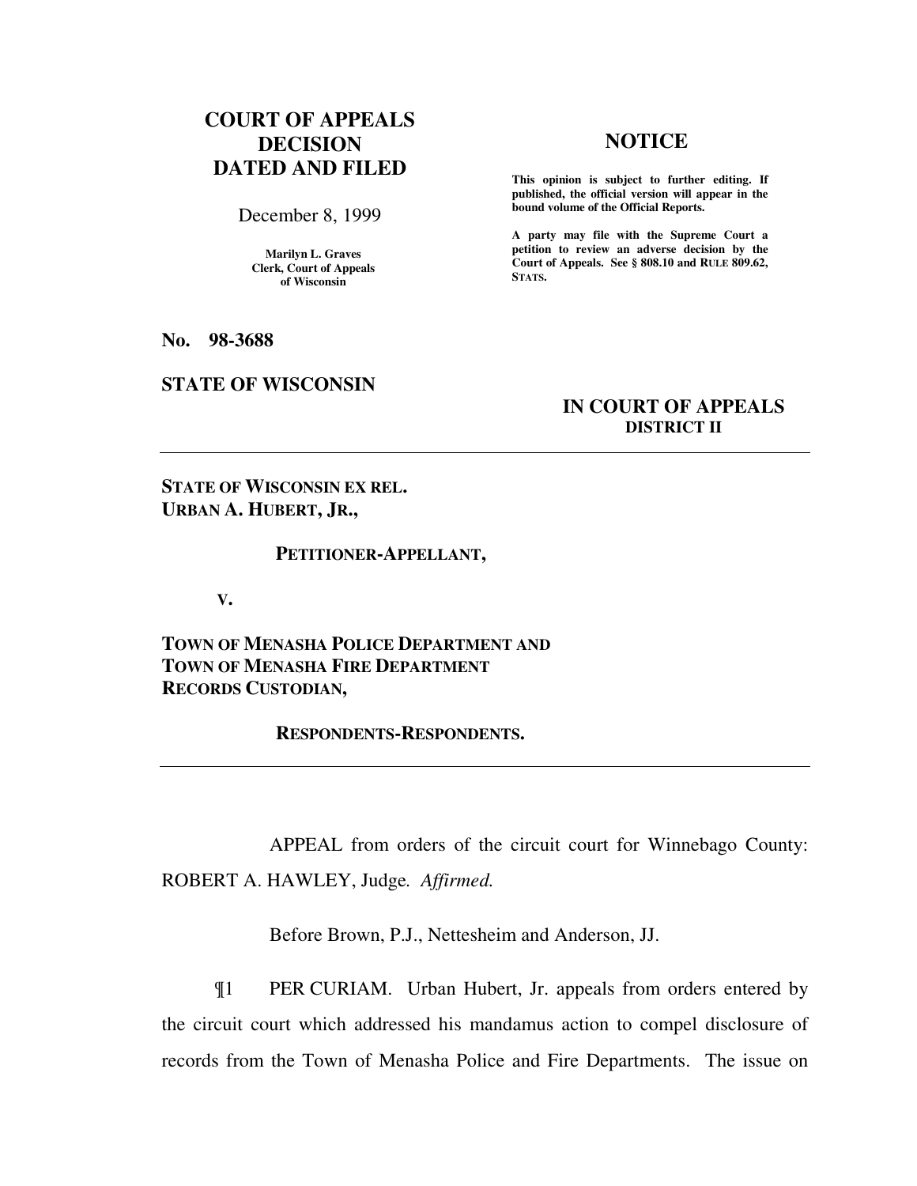**COURT OF APPEALS DECISION DATED AND FILED**

December 8, 1999

**Marilyn L. Graves**
**Clerk, Court of Appeals of Wisconsin**

**NOTICE**

**This opinion is subject to further editing. If published, the official version will appear in the bound volume of the Official Reports.**

**A party may file with the Supreme Court a petition to review an adverse decision by the Court of Appeals. See § 808.10 and RULE 809.62, STATS.**

**No. 98-3688**

**STATE OF WISCONSIN**

**IN COURT OF APPEALS**
**DISTRICT II**

---

**STATE OF WISCONSIN EX REL. URBAN A. HUBERT, JR.,**

**PETITIONER-APPELLANT,**

**V.**

**TOWN OF MENASHA POLICE DEPARTMENT AND TOWN OF MENASHA FIRE DEPARTMENT RECORDS CUSTODIAN,**

**RESPONDENTS-RESPONDENTS.**

---

APPEAL from orders of the circuit court for Winnebago County: ROBERT A. HAWLEY, Judge. *Affirmed.*

Before Brown, P.J., Nettesheim and Anderson, JJ.

¶1 PER CURIAM. Urban Hubert, Jr. appeals from orders entered by the circuit court which addressed his mandamus action to compel disclosure of records from the Town of Menasha Police and Fire Departments. The issue on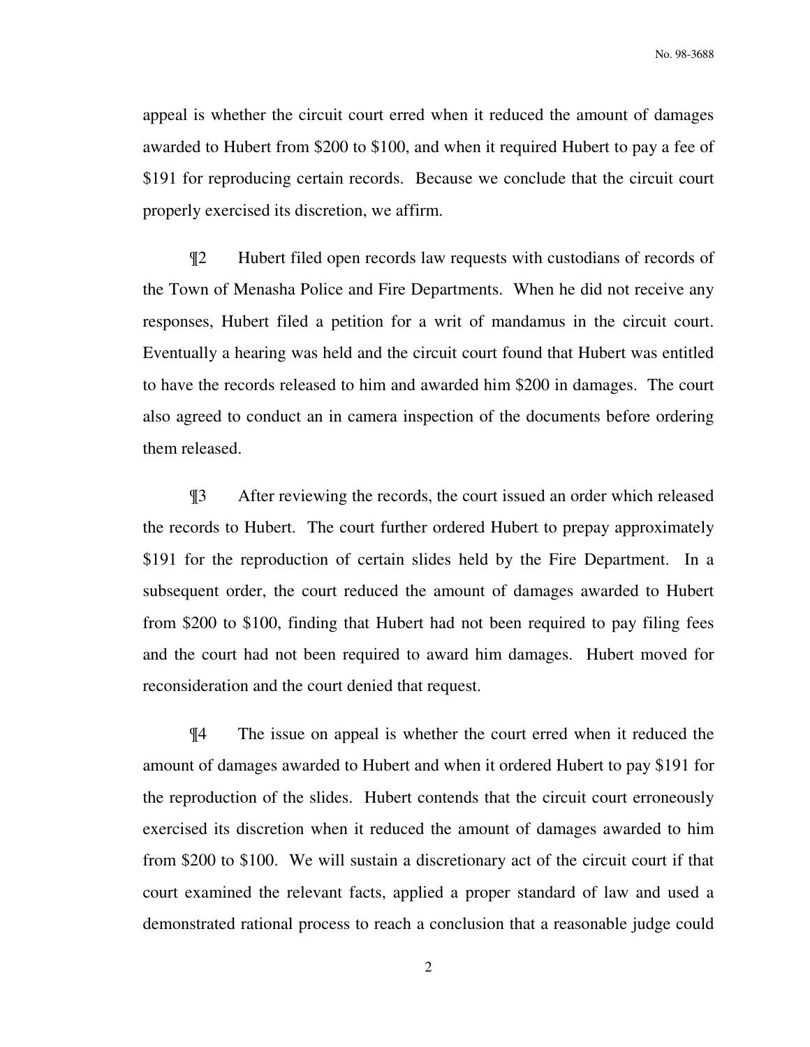appeal is whether the circuit court erred when it reduced the amount of damages awarded to Hubert from $200 to $100, and when it required Hubert to pay a fee of $191 for reproducing certain records. Because we conclude that the circuit court properly exercised its discretion, we affirm.

¶2 Hubert filed open records law requests with custodians of records of the Town of Menasha Police and Fire Departments. When he did not receive any responses, Hubert filed a petition for a writ of mandamus in the circuit court. Eventually a hearing was held and the circuit court found that Hubert was entitled to have the records released to him and awarded him $200 in damages. The court also agreed to conduct an in camera inspection of the documents before ordering them released.

¶3 After reviewing the records, the court issued an order which released the records to Hubert. The court further ordered Hubert to prepay approximately $191 for the reproduction of certain slides held by the Fire Department. In a subsequent order, the court reduced the amount of damages awarded to Hubert from $200 to $100, finding that Hubert had not been required to pay filing fees and the court had not been required to award him damages. Hubert moved for reconsideration and the court denied that request.

¶4 The issue on appeal is whether the court erred when it reduced the amount of damages awarded to Hubert and when it ordered Hubert to pay $191 for the reproduction of the slides. Hubert contends that the circuit court erroneously exercised its discretion when it reduced the amount of damages awarded to him from $200 to $100. We will sustain a discretionary act of the circuit court if that court examined the relevant facts, applied a proper standard of law and used a demonstrated rational process to reach a conclusion that a reasonable judge could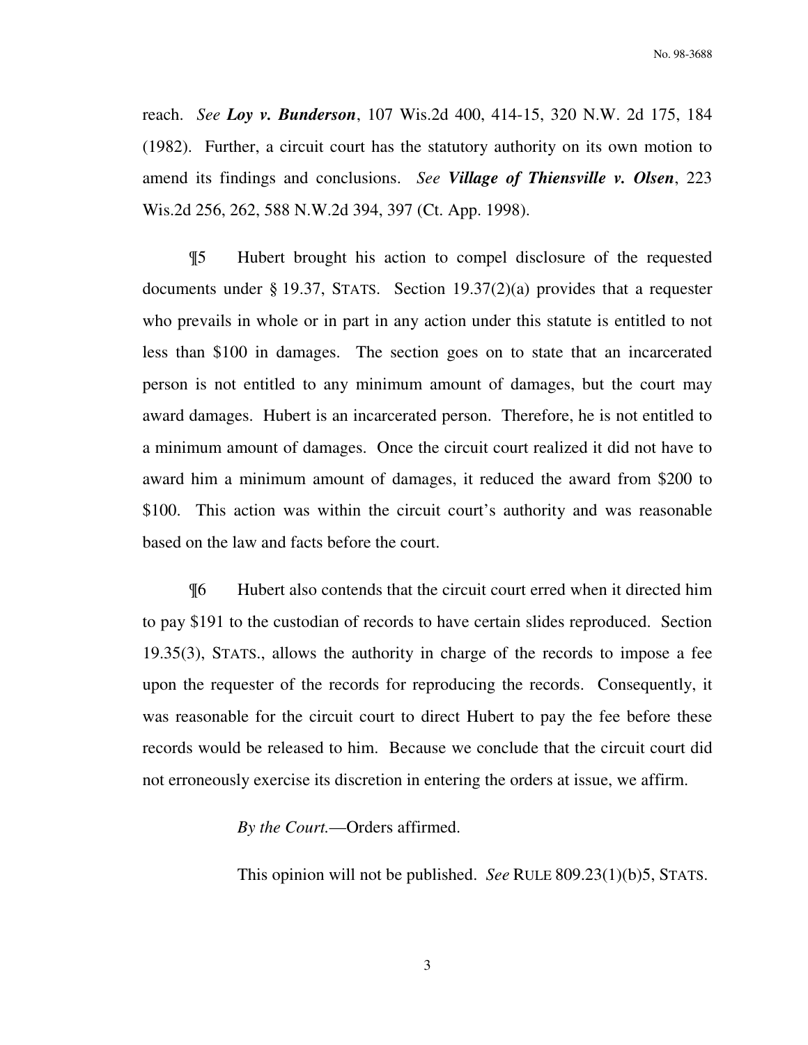reach. *See* ***Loy v. Bunderson***, 107 Wis.2d 400, 414-15, 320 N.W. 2d 175, 184 (1982). Further, a circuit court has the statutory authority on its own motion to amend its findings and conclusions. *See* ***Village of Thiensville v. Olsen***, 223 Wis.2d 256, 262, 588 N.W.2d 394, 397 (Ct. App. 1998).

¶5 Hubert brought his action to compel disclosure of the requested documents under § 19.37, STATS. Section 19.37(2)(a) provides that a requester who prevails in whole or in part in any action under this statute is entitled to not less than \$100 in damages. The section goes on to state that an incarcerated person is not entitled to any minimum amount of damages, but the court may award damages. Hubert is an incarcerated person. Therefore, he is not entitled to a minimum amount of damages. Once the circuit court realized it did not have to award him a minimum amount of damages, it reduced the award from \$200 to \$100. This action was within the circuit court's authority and was reasonable based on the law and facts before the court.

¶6 Hubert also contends that the circuit court erred when it directed him to pay \$191 to the custodian of records to have certain slides reproduced. Section 19.35(3), STATS., allows the authority in charge of the records to impose a fee upon the requester of the records for reproducing the records. Consequently, it was reasonable for the circuit court to direct Hubert to pay the fee before these records would be released to him. Because we conclude that the circuit court did not erroneously exercise its discretion in entering the orders at issue, we affirm.

*By the Court.*—Orders affirmed.

This opinion will not be published. *See* RULE 809.23(1)(b)5, STATS.